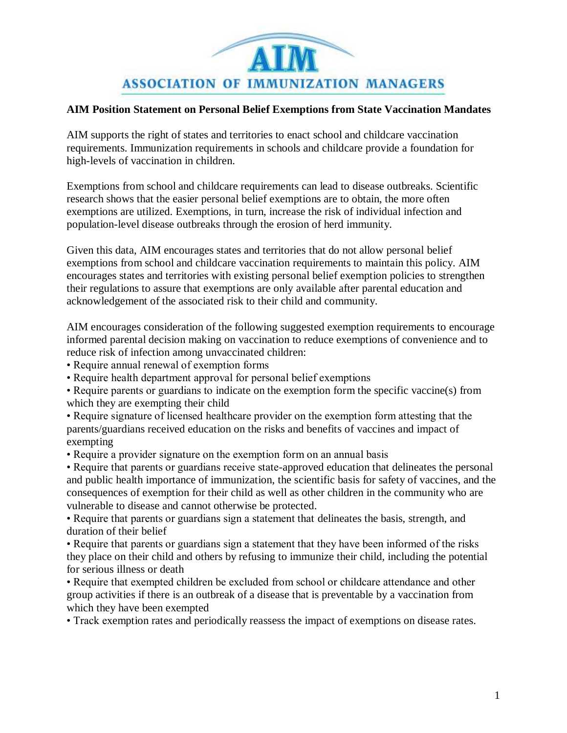# AIM

## ASSOCIATION OF IMMUNIZATION MANAGERS

**AIM Position Statement on Personal Belief Exemptions from State Vaccination Mandates**

AIM supports the right of states and territories to enact school and childcare vaccination requirements. Immunization requirements in schools and childcare provide a foundation for high-levels of vaccination in children.

Exemptions from school and childcare requirements can lead to disease outbreaks. Scientific research shows that the easier personal belief exemptions are to obtain, the more often exemptions are utilized. Exemptions, in turn, increase the risk of individual infection and population-level disease outbreaks through the erosion of herd immunity.

Given this data, AIM encourages states and territories that do not allow personal belief exemptions from school and childcare vaccination requirements to maintain this policy. AIM encourages states and territories with existing personal belief exemption policies to strengthen their regulations to assure that exemptions are only available after parental education and acknowledgement of the associated risk to their child and community.

AIM encourages consideration of the following suggested exemption requirements to encourage informed parental decision making on vaccination to reduce exemptions of convenience and to reduce risk of infection among unvaccinated children:

- Require annual renewal of exemption forms
- Require health department approval for personal belief exemptions
- Require parents or guardians to indicate on the exemption form the specific vaccine(s) from which they are exempting their child
- Require signature of licensed healthcare provider on the exemption form attesting that the parents/guardians received education on the risks and benefits of vaccines and impact of exempting
- Require a provider signature on the exemption form on an annual basis
- Require that parents or guardians receive state-approved education that delineates the personal and public health importance of immunization, the scientific basis for safety of vaccines, and the consequences of exemption for their child as well as other children in the community who are vulnerable to disease and cannot otherwise be protected.
- Require that parents or guardians sign a statement that delineates the basis, strength, and duration of their belief
- Require that parents or guardians sign a statement that they have been informed of the risks they place on their child and others by refusing to immunize their child, including the potential for serious illness or death
- Require that exempted children be excluded from school or childcare attendance and other group activities if there is an outbreak of a disease that is preventable by a vaccination from which they have been exempted
- Track exemption rates and periodically reassess the impact of exemptions on disease rates.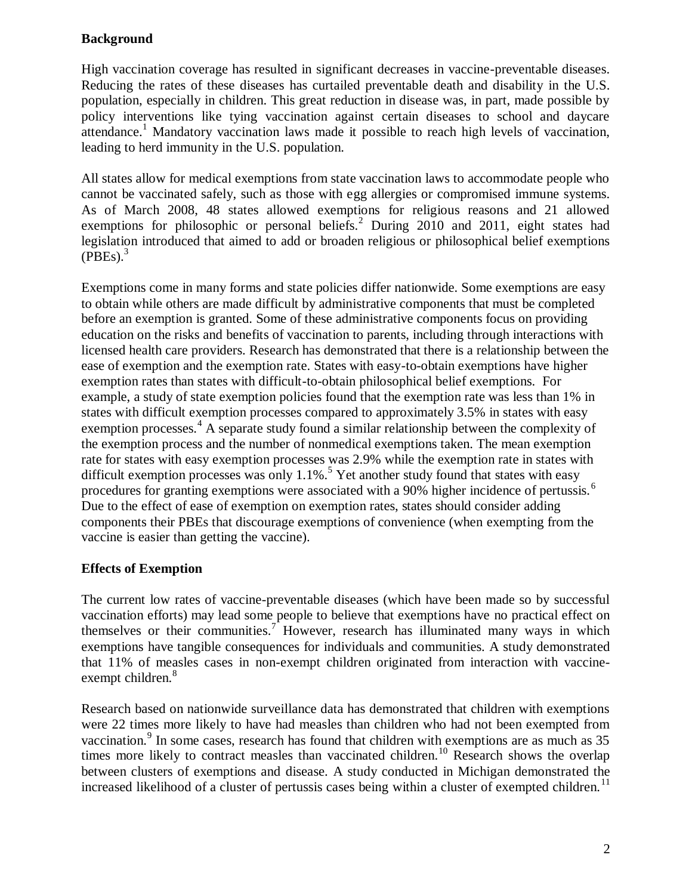## Background

High vaccination coverage has resulted in significant decreases in vaccine-preventable diseases. Reducing the rates of these diseases has curtailed preventable death and disability in the U.S. population, especially in children. This great reduction in disease was, in part, made possible by policy interventions like tying vaccination against certain diseases to school and daycare attendance.[1] Mandatory vaccination laws made it possible to reach high levels of vaccination, leading to herd immunity in the U.S. population.

All states allow for medical exemptions from state vaccination laws to accommodate people who cannot be vaccinated safely, such as those with egg allergies or compromised immune systems. As of March 2008, 48 states allowed exemptions for religious reasons and 21 allowed exemptions for philosophic or personal beliefs.[2] During 2010 and 2011, eight states had legislation introduced that aimed to add or broaden religious or philosophical belief exemptions (PBEs).[3]

Exemptions come in many forms and state policies differ nationwide. Some exemptions are easy to obtain while others are made difficult by administrative components that must be completed before an exemption is granted. Some of these administrative components focus on providing education on the risks and benefits of vaccination to parents, including through interactions with licensed health care providers. Research has demonstrated that there is a relationship between the ease of exemption and the exemption rate. States with easy-to-obtain exemptions have higher exemption rates than states with difficult-to-obtain philosophical belief exemptions. For example, a study of state exemption policies found that the exemption rate was less than 1% in states with difficult exemption processes compared to approximately 3.5% in states with easy exemption processes.[4] A separate study found a similar relationship between the complexity of the exemption process and the number of nonmedical exemptions taken. The mean exemption rate for states with easy exemption processes was 2.9% while the exemption rate in states with difficult exemption processes was only 1.1%.[5] Yet another study found that states with easy procedures for granting exemptions were associated with a 90% higher incidence of pertussis.[6] Due to the effect of ease of exemption on exemption rates, states should consider adding components their PBEs that discourage exemptions of convenience (when exempting from the vaccine is easier than getting the vaccine).

## Effects of Exemption

The current low rates of vaccine-preventable diseases (which have been made so by successful vaccination efforts) may lead some people to believe that exemptions have no practical effect on themselves or their communities.[7] However, research has illuminated many ways in which exemptions have tangible consequences for individuals and communities. A study demonstrated that 11% of measles cases in non-exempt children originated from interaction with vaccine-exempt children.[8]

Research based on nationwide surveillance data has demonstrated that children with exemptions were 22 times more likely to have had measles than children who had not been exempted from vaccination.[9] In some cases, research has found that children with exemptions are as much as 35 times more likely to contract measles than vaccinated children.[10] Research shows the overlap between clusters of exemptions and disease. A study conducted in Michigan demonstrated the increased likelihood of a cluster of pertussis cases being within a cluster of exempted children.[11]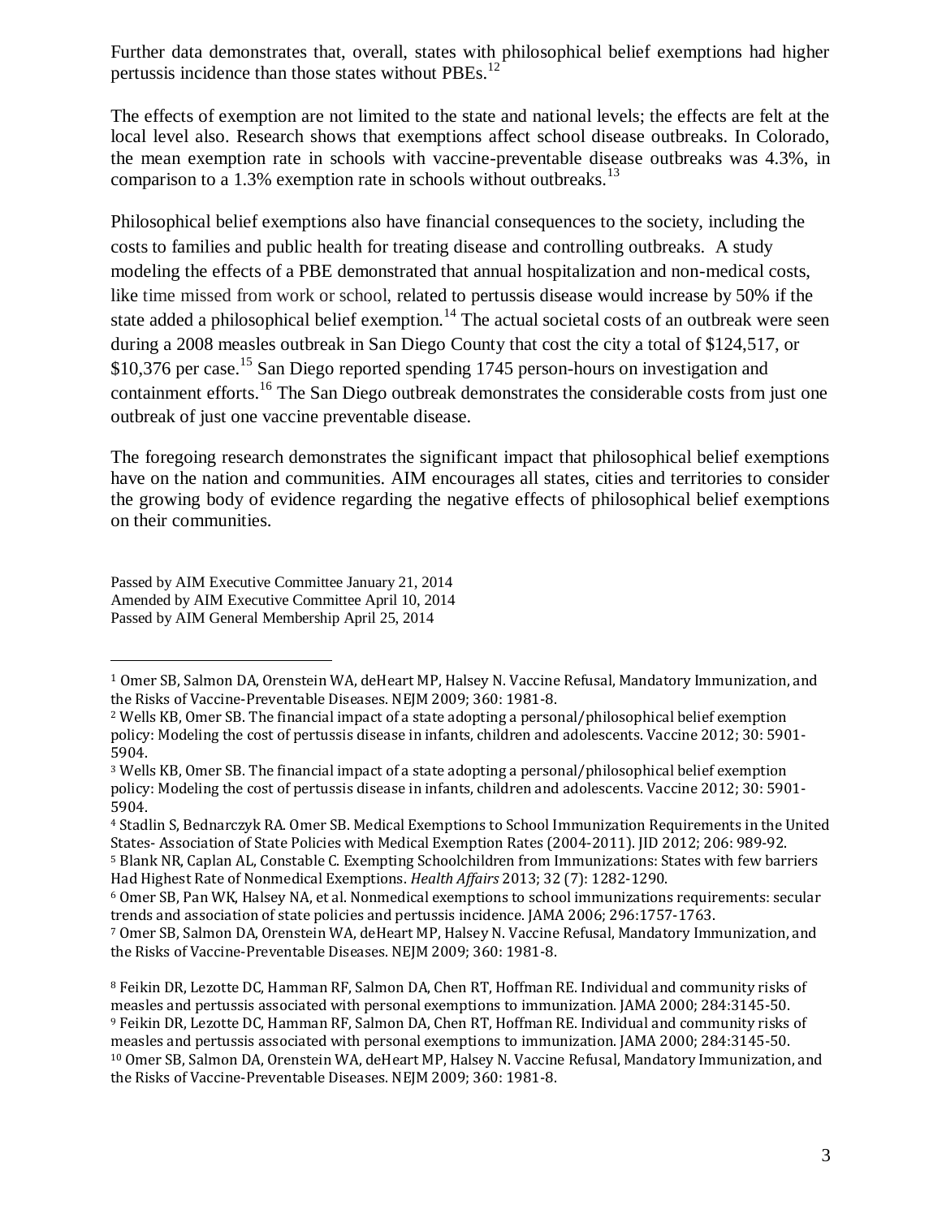Further data demonstrates that, overall, states with philosophical belief exemptions had higher pertussis incidence than those states without PBEs.[12]

The effects of exemption are not limited to the state and national levels; the effects are felt at the local level also. Research shows that exemptions affect school disease outbreaks. In Colorado, the mean exemption rate in schools with vaccine-preventable disease outbreaks was 4.3%, in comparison to a 1.3% exemption rate in schools without outbreaks.[13]

Philosophical belief exemptions also have financial consequences to the society, including the costs to families and public health for treating disease and controlling outbreaks. A study modeling the effects of a PBE demonstrated that annual hospitalization and non-medical costs, like time missed from work or school, related to pertussis disease would increase by 50% if the state added a philosophical belief exemption.[14] The actual societal costs of an outbreak were seen during a 2008 measles outbreak in San Diego County that cost the city a total of $124,517, or $10,376 per case.[15] San Diego reported spending 1745 person-hours on investigation and containment efforts.[16] The San Diego outbreak demonstrates the considerable costs from just one outbreak of just one vaccine preventable disease.

The foregoing research demonstrates the significant impact that philosophical belief exemptions have on the nation and communities. AIM encourages all states, cities and territories to consider the growing body of evidence regarding the negative effects of philosophical belief exemptions on their communities.

Passed by AIM Executive Committee January 21, 2014
Amended by AIM Executive Committee April 10, 2014
Passed by AIM General Membership April 25, 2014

---

[1] Omer SB, Salmon DA, Orenstein WA, deHeart MP, Halsey N. Vaccine Refusal, Mandatory Immunization, and the Risks of Vaccine-Preventable Diseases. NEJM 2009; 360: 1981-8.

[2] Wells KB, Omer SB. The financial impact of a state adopting a personal/philosophical belief exemption policy: Modeling the cost of pertussis disease in infants, children and adolescents. Vaccine 2012; 30: 5901-5904.

[3] Wells KB, Omer SB. The financial impact of a state adopting a personal/philosophical belief exemption policy: Modeling the cost of pertussis disease in infants, children and adolescents. Vaccine 2012; 30: 5901-5904.

[4] Stadlin S, Bednarczyk RA. Omer SB. Medical Exemptions to School Immunization Requirements in the United States- Association of State Policies with Medical Exemption Rates (2004-2011). JID 2012; 206: 989-92.

[5] Blank NR, Caplan AL, Constable C. Exempting Schoolchildren from Immunizations: States with few barriers Had Highest Rate of Nonmedical Exemptions. *Health Affairs* 2013; 32 (7): 1282-1290.

[6] Omer SB, Pan WK, Halsey NA, et al. Nonmedical exemptions to school immunizations requirements: secular trends and association of state policies and pertussis incidence. JAMA 2006; 296:1757-1763.

[7] Omer SB, Salmon DA, Orenstein WA, deHeart MP, Halsey N. Vaccine Refusal, Mandatory Immunization, and the Risks of Vaccine-Preventable Diseases. NEJM 2009; 360: 1981-8.

[8] Feikin DR, Lezotte DC, Hamman RF, Salmon DA, Chen RT, Hoffman RE. Individual and community risks of measles and pertussis associated with personal exemptions to immunization. JAMA 2000; 284:3145-50.

[9] Feikin DR, Lezotte DC, Hamman RF, Salmon DA, Chen RT, Hoffman RE. Individual and community risks of measles and pertussis associated with personal exemptions to immunization. JAMA 2000; 284:3145-50.

[10] Omer SB, Salmon DA, Orenstein WA, deHeart MP, Halsey N. Vaccine Refusal, Mandatory Immunization, and the Risks of Vaccine-Preventable Diseases. NEJM 2009; 360: 1981-8.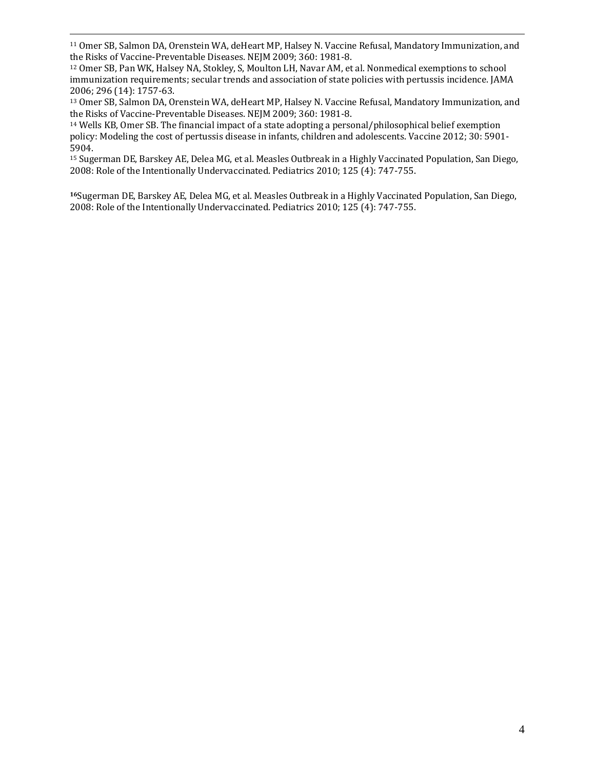[11] Omer SB, Salmon DA, Orenstein WA, deHeart MP, Halsey N. Vaccine Refusal, Mandatory Immunization, and the Risks of Vaccine-Preventable Diseases. NEJM 2009; 360: 1981-8.

[12] Omer SB, Pan WK, Halsey NA, Stokley, S, Moulton LH, Navar AM, et al. Nonmedical exemptions to school immunization requirements; secular trends and association of state policies with pertussis incidence. JAMA 2006; 296 (14): 1757-63.

[13] Omer SB, Salmon DA, Orenstein WA, deHeart MP, Halsey N. Vaccine Refusal, Mandatory Immunization, and the Risks of Vaccine-Preventable Diseases. NEJM 2009; 360: 1981-8.

[14] Wells KB, Omer SB. The financial impact of a state adopting a personal/philosophical belief exemption policy: Modeling the cost of pertussis disease in infants, children and adolescents. Vaccine 2012; 30: 5901-5904.

[15] Sugerman DE, Barskey AE, Delea MG, et al. Measles Outbreak in a Highly Vaccinated Population, San Diego, 2008: Role of the Intentionally Undervaccinated. Pediatrics 2010; 125 (4): 747-755.

[16] Sugerman DE, Barskey AE, Delea MG, et al. Measles Outbreak in a Highly Vaccinated Population, San Diego, 2008: Role of the Intentionally Undervaccinated. Pediatrics 2010; 125 (4): 747-755.